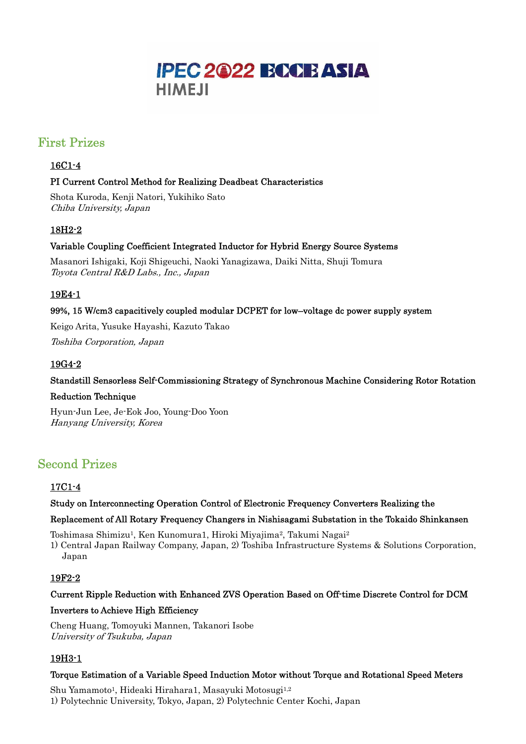IPEC 2022 ECCE ASIA
HIMEJI

## First Prizes

### 16C1-4

**PI Current Control Method for Realizing Deadbeat Characteristics**

Shota Kuroda, Kenji Natori, Yukihiko Sato
*Chiba University, Japan*

### 18H2-2

**Variable Coupling Coefficient Integrated Inductor for Hybrid Energy Source Systems**

Masanori Ishigaki, Koji Shigeuchi, Naoki Yanagizawa, Daiki Nitta, Shuji Tomura
*Toyota Central R&D Labs., Inc., Japan*

### 19E4-1

**99%, 15 W/cm3 capacitively coupled modular DCPET for low–voltage dc power supply system**

Keigo Arita, Yusuke Hayashi, Kazuto Takao

*Toshiba Corporation, Japan*

### 19G4-2

**Standstill Sensorless Self-Commissioning Strategy of Synchronous Machine Considering Rotor Rotation Reduction Technique**

Hyun-Jun Lee, Je-Eok Joo, Young-Doo Yoon
*Hanyang University, Korea*

## Second Prizes

### 17C1-4

**Study on Interconnecting Operation Control of Electronic Frequency Converters Realizing the Replacement of All Rotary Frequency Changers in Nishisagami Substation in the Tokaido Shinkansen**

Toshimasa Shimizu[1], Ken Kunomura1, Hiroki Miyajima[2], Takumi Nagai[2]
1) Central Japan Railway Company, Japan, 2) Toshiba Infrastructure Systems & Solutions Corporation, Japan

### 19F2-2

**Current Ripple Reduction with Enhanced ZVS Operation Based on Off-time Discrete Control for DCM Inverters to Achieve High Efficiency**

Cheng Huang, Tomoyuki Mannen, Takanori Isobe
*University of Tsukuba, Japan*

### 19H3-1

**Torque Estimation of a Variable Speed Induction Motor without Torque and Rotational Speed Meters**

Shu Yamamoto[1], Hideaki Hirahara1, Masayuki Motosugi[1,2]
1) Polytechnic University, Tokyo, Japan, 2) Polytechnic Center Kochi, Japan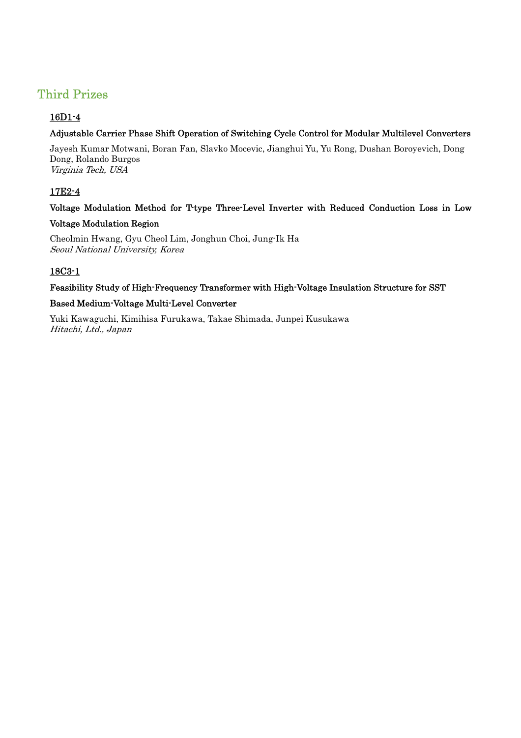## Third Prizes

<u>16D1-4</u>

**Adjustable Carrier Phase Shift Operation of Switching Cycle Control for Modular Multilevel Converters**

Jayesh Kumar Motwani, Boran Fan, Slavko Mocevic, Jianghui Yu, Yu Rong, Dushan Boroyevich, Dong Dong, Rolando Burgos
*Virginia Tech, USA*

<u>17E2-4</u>

**Voltage Modulation Method for T-type Three-Level Inverter with Reduced Conduction Loss in Low Voltage Modulation Region**

Cheolmin Hwang, Gyu Cheol Lim, Jonghun Choi, Jung-Ik Ha
*Seoul National University, Korea*

<u>18C3-1</u>

**Feasibility Study of High-Frequency Transformer with High-Voltage Insulation Structure for SST Based Medium-Voltage Multi-Level Converter**

Yuki Kawaguchi, Kimihisa Furukawa, Takae Shimada, Junpei Kusukawa
*Hitachi, Ltd., Japan*